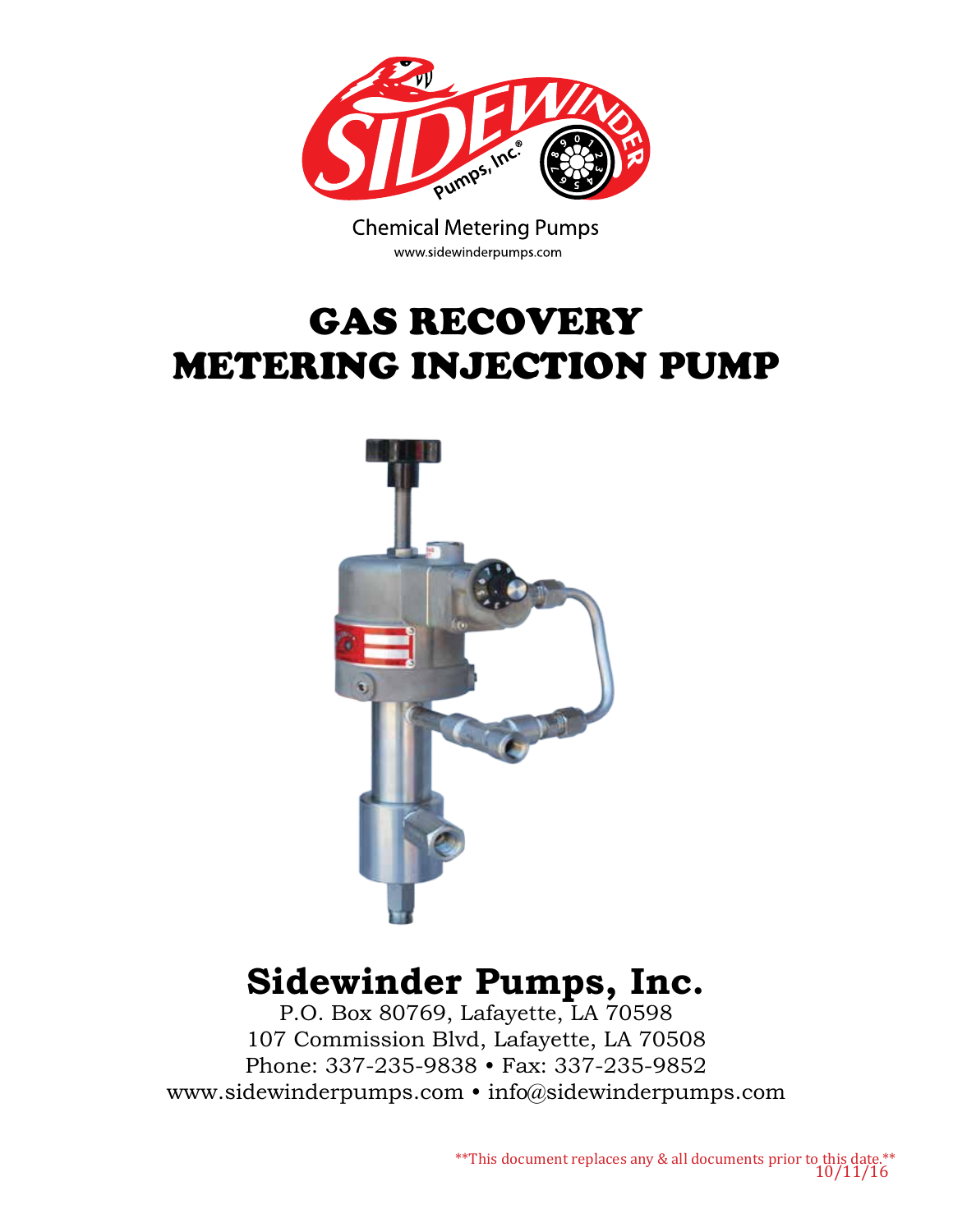Chemical Metering Pumps

www.sidewinderpumps.com

# GAS RECOVERY METERING INJECTION PUMP

## Sidewinder Pumps, Inc.

P.O. Box 80769, Lafayette, LA 70598
107 Commission Blvd, Lafayette, LA 70508
Phone: 337-235-9838 • Fax: 337-235-9852
www.sidewinderpumps.com • info@sidewinderpumps.com

**This document replaces any & all documents prior to this date.**
10/11/16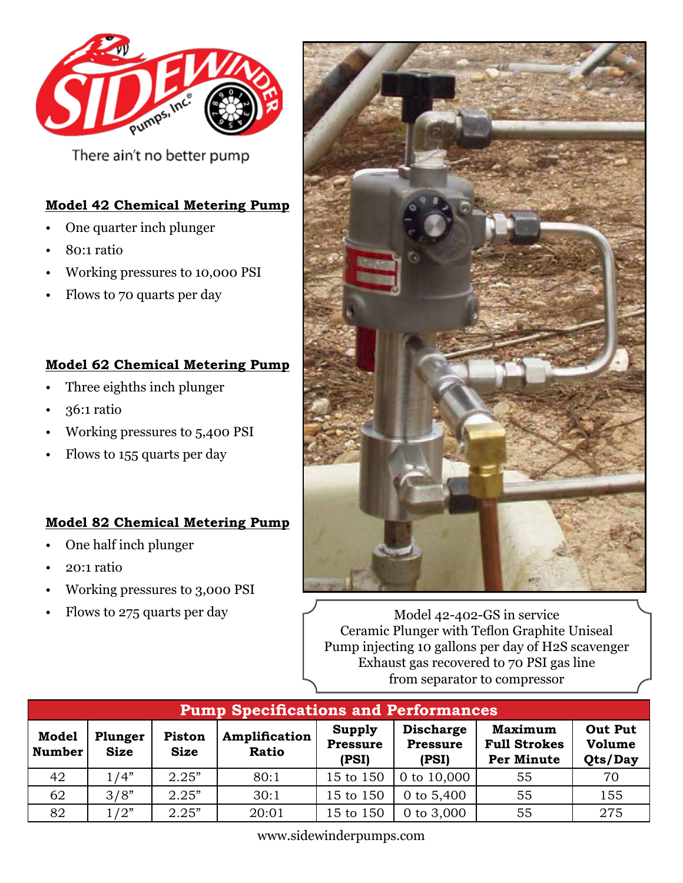There ain't no better pump

**Model 42 Chemical Metering Pump**

- One quarter inch plunger
- 80:1 ratio
- Working pressures to 10,000 PSI
- Flows to 70 quarts per day

**Model 62 Chemical Metering Pump**

- Three eighths inch plunger
- 36:1 ratio
- Working pressures to 5,400 PSI
- Flows to 155 quarts per day

**Model 82 Chemical Metering Pump**

- One half inch plunger
- 20:1 ratio
- Working pressures to 3,000 PSI
- Flows to 275 quarts per day

Model 42-402-GS in service
Ceramic Plunger with Teflon Graphite Uniseal
Pump injecting 10 gallons per day of $H_2S$ scavenger
Exhaust gas recovered to 70 PSI gas line
from separator to compressor

**Pump Specifications and Performances**

| Model Number | Plunger Size | Piston Size | Amplification Ratio | Supply Pressure (PSI) | Discharge Pressure (PSI) | Maximum Full Strokes Per Minute | Out Put Volume Qts/Day |
|---|---|---|---|---|---|---|---|
| 42 | 1/4" | 2.25" | 80:1 | 15 to 150 | 0 to 10,000 | 55 | 70 |
| 62 | 3/8" | 2.25" | 30:1 | 15 to 150 | 0 to 5,400 | 55 | 155 |
| 82 | 1/2" | 2.25" | 20:01 | 15 to 150 | 0 to 3,000 | 55 | 275 |

www.sidewinderpumps.com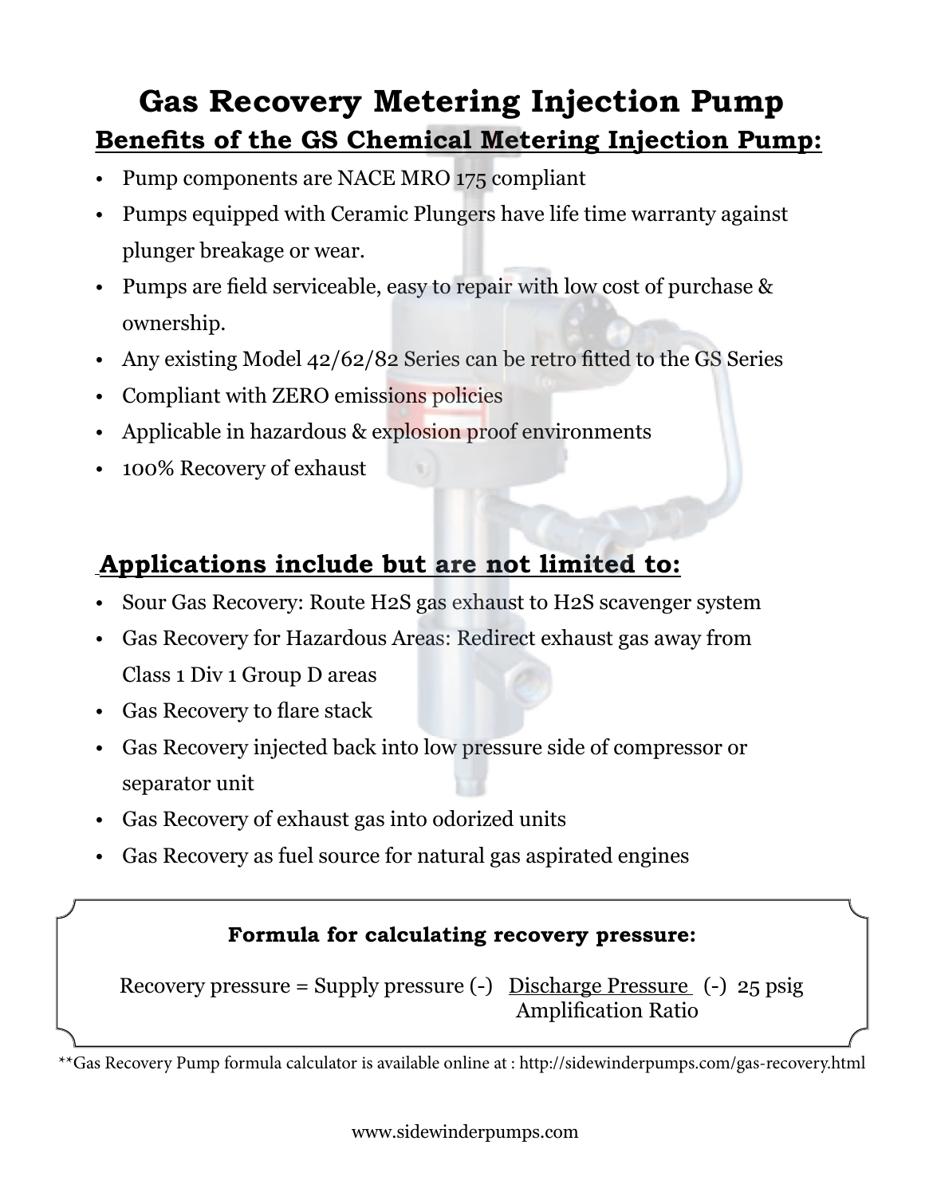# Gas Recovery Metering Injection Pump

## Benefits of the GS Chemical Metering Injection Pump:

- Pump components are NACE MRO 175 compliant
- Pumps equipped with Ceramic Plungers have life time warranty against plunger breakage or wear.
- Pumps are field serviceable, easy to repair with low cost of purchase & ownership.
- Any existing Model 42/62/82 Series can be retro fitted to the GS Series
- Compliant with ZERO emissions policies
- Applicable in hazardous & explosion proof environments
- 100% Recovery of exhaust

## Applications include but are not limited to:

- Sour Gas Recovery: Route $H_2S$ gas exhaust to $H_2S$ scavenger system
- Gas Recovery for Hazardous Areas: Redirect exhaust gas away from Class 1 Div 1 Group D areas
- Gas Recovery to flare stack
- Gas Recovery injected back into low pressure side of compressor or separator unit
- Gas Recovery of exhaust gas into odorized units
- Gas Recovery as fuel source for natural gas aspirated engines

**Formula for calculating recovery pressure:**

$$\text{Recovery pressure} = \text{Supply pressure} - \frac{\text{Discharge Pressure}}{\text{Amplification Ratio}} - 25 \text{ psig}$$

**Gas Recovery Pump formula calculator is available online at : http://sidewinderpumps.com/gas-recovery.html

www.sidewinderpumps.com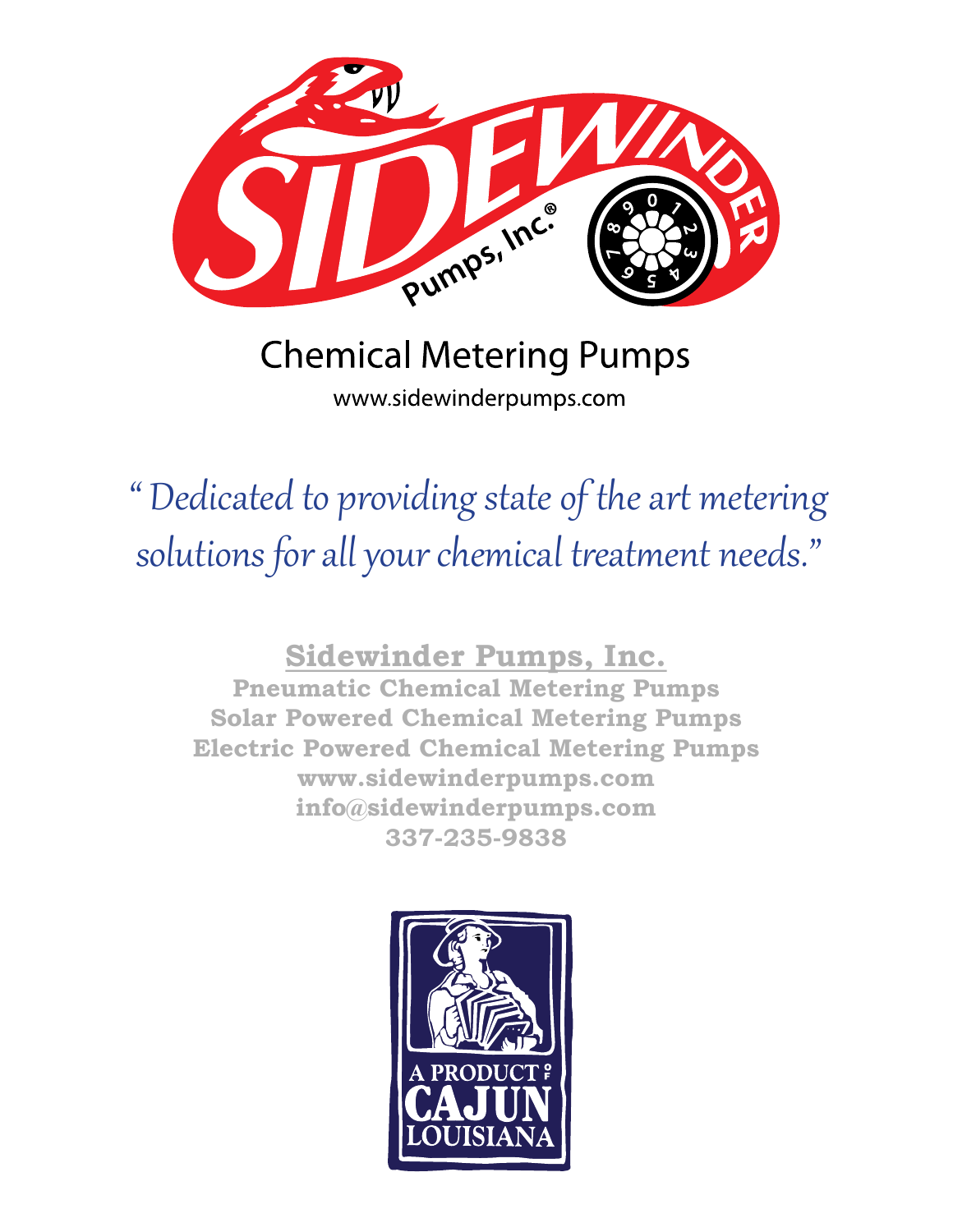Chemical Metering Pumps

www.sidewinderpumps.com

*"Dedicated to providing state of the art metering solutions for all your chemical treatment needs."*

**Sidewinder Pumps, Inc.**

**Pneumatic Chemical Metering Pumps**

**Solar Powered Chemical Metering Pumps**

**Electric Powered Chemical Metering Pumps**

**www.sidewinderpumps.com**

**info@sidewinderpumps.com**

**337-235-9838**

A PRODUCT OF CAJUN LOUISIANA